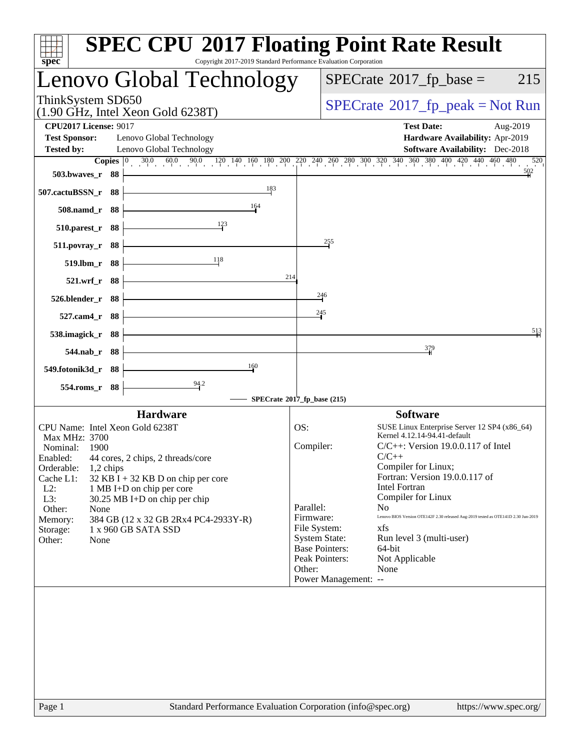# SPEC CPU 2017 Floating Point Rate Result

Copyright 2017-2019 Standard Performance Evaluation Corporation

## Lenovo Global Technology

ThinkSystem SD650
(1.90 GHz, Intel Xeon Gold 6238T)

SPECrate 2017_fp_base = 215

SPECrate 2017_fp_peak = Not Run

**CPU2017 License:** 9017
**Test Sponsor:** Lenovo Global Technology
**Tested by:** Lenovo Global Technology

**Test Date:** Aug-2019
**Hardware Availability:** Apr-2019
**Software Availability:** Dec-2018

| Benchmark | Copies | SPECrate 2017_fp_base |
|---|---|---|
| 503.bwaves_r | 88 | 502 |
| 507.cactuBSSN_r | 88 | 183 |
| 508.namd_r | 88 | 164 |
| 510.parest_r | 88 | 123 |
| 511.povray_r | 88 | 255 |
| 519.lbm_r | 88 | 118 |
| 521.wrf_r | 88 | 214 |
| 526.blender_r | 88 | 246 |
| 527.cam4_r | 88 | 245 |
| 538.imagick_r | 88 | 513 |
| 544.nab_r | 88 | 379 |
| 549.fotonik3d_r | 88 | 160 |
| 554.roms_r | 88 | 94.2 |

SPECrate 2017_fp_base (215)

### Hardware

| | |
|---|---|
| CPU Name: | Intel Xeon Gold 6238T |
| Max MHz: | 3700 |
| Nominal: | 1900 |
| Enabled: | 44 cores, 2 chips, 2 threads/core |
| Orderable: | 1,2 chips |
| Cache L1: | 32 KB I + 32 KB D on chip per core |
| L2: | 1 MB I+D on chip per core |
| L3: | 30.25 MB I+D on chip per chip |
| Other: | None |
| Memory: | 384 GB (12 x 32 GB 2Rx4 PC4-2933Y-R) |
| Storage: | 1 x 960 GB SATA SSD |
| Other: | None |

### Software

| | |
|---|---|
| OS: | SUSE Linux Enterprise Server 12 SP4 (x86_64) Kernel 4.12.14-94.41-default |
| Compiler: | C/C++: Version 19.0.0.117 of Intel C/C++ Compiler for Linux; Fortran: Version 19.0.0.117 of Intel Fortran Compiler for Linux |
| Parallel: | No |
| Firmware: | Lenovo BIOS Version OTE142F 2.30 released Aug-2019 tested as OTE141D 2.30 Jun-2019 |
| File System: | xfs |
| System State: | Run level 3 (multi-user) |
| Base Pointers: | 64-bit |
| Peak Pointers: | Not Applicable |
| Other: | None |
| Power Management: | -- |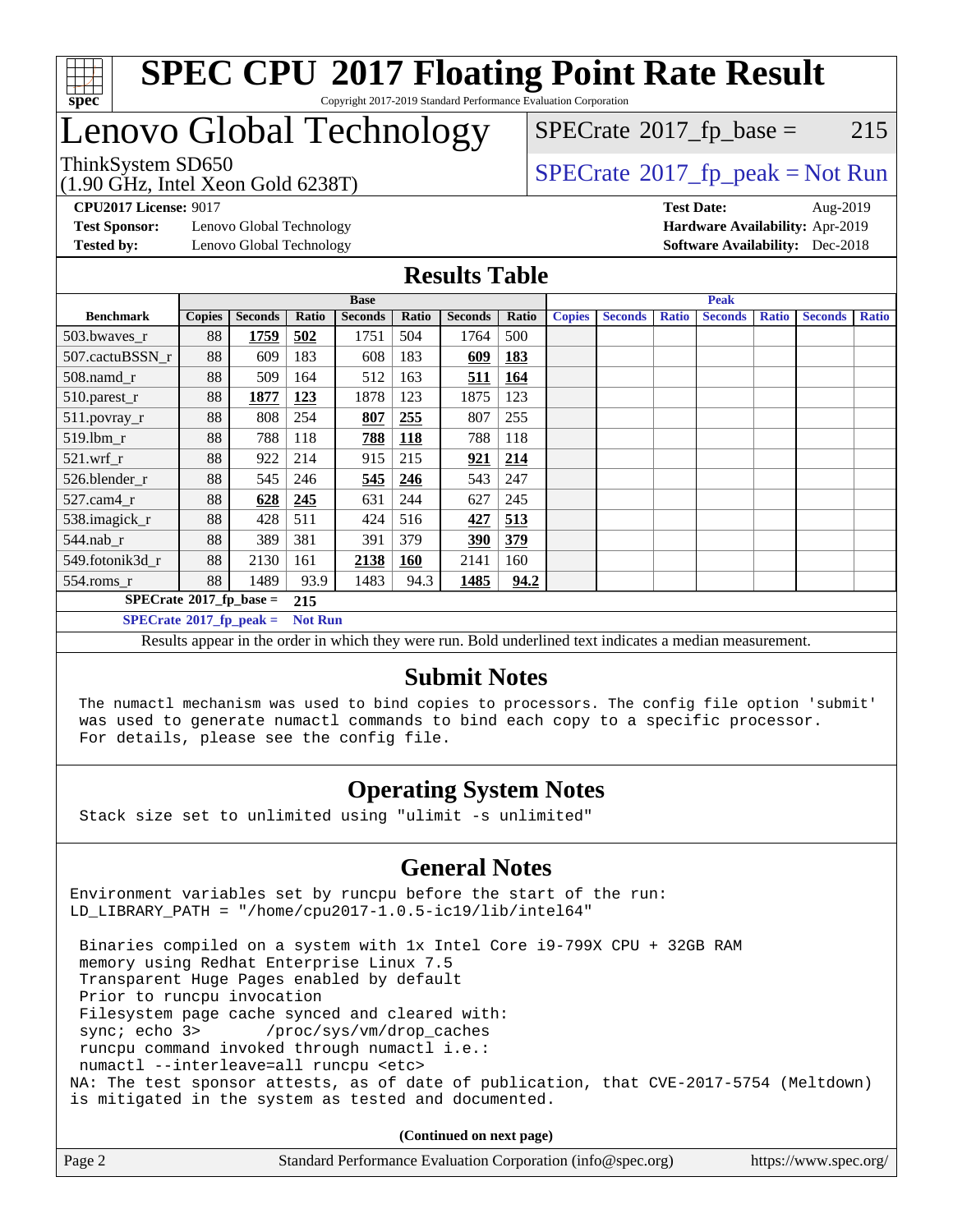# SPEC CPU 2017 Floating Point Rate Result

Copyright 2017-2019 Standard Performance Evaluation Corporation

# Lenovo Global Technology

ThinkSystem SD650
(1.90 GHz, Intel Xeon Gold 6238T)

SPECrate 2017_fp_base = 215

SPECrate 2017_fp_peak = Not Run

**CPU2017 License:** 9017
**Test Sponsor:** Lenovo Global Technology
**Tested by:** Lenovo Global Technology

**Test Date:** Aug-2019
**Hardware Availability:** Apr-2019
**Software Availability:** Dec-2018

## Results Table

| | Base | | | | | | | Peak | | | | | | |
|---|---|---|---|---|---|---|---|---|---|---|---|---|---|---|
| **Benchmark** | **Copies** | **Seconds** | **Ratio** | **Seconds** | **Ratio** | **Seconds** | **Ratio** | **Copies** | **Seconds** | **Ratio** | **Seconds** | **Ratio** | **Seconds** | **Ratio** |
| 503.bwaves_r | 88 | **1759** | **502** | 1751 | 504 | 1764 | 500 | | | | | | | |
| 507.cactuBSSN_r | 88 | 609 | 183 | 608 | 183 | **609** | **183** | | | | | | | |
| 508.namd_r | 88 | 509 | 164 | 512 | 163 | **511** | **164** | | | | | | | |
| 510.parest_r | 88 | **1877** | **123** | 1878 | 123 | 1875 | 123 | | | | | | | |
| 511.povray_r | 88 | 808 | 254 | **807** | **255** | 807 | 255 | | | | | | | |
| 519.lbm_r | 88 | 788 | 118 | **788** | **118** | 788 | 118 | | | | | | | |
| 521.wrf_r | 88 | 922 | 214 | 915 | 215 | **921** | **214** | | | | | | | |
| 526.blender_r | 88 | 545 | 246 | **545** | **246** | 543 | 247 | | | | | | | |
| 527.cam4_r | 88 | **628** | **245** | 631 | 244 | 627 | 245 | | | | | | | |
| 538.imagick_r | 88 | 428 | 511 | 424 | 516 | **427** | **513** | | | | | | | |
| 544.nab_r | 88 | 389 | 381 | 391 | 379 | **390** | **379** | | | | | | | |
| 549.fotonik3d_r | 88 | 2130 | 161 | **2138** | **160** | 2141 | 160 | | | | | | | |
| 554.roms_r | 88 | 1489 | 93.9 | 1483 | 94.3 | **1485** | **94.2** | | | | | | | |

**SPECrate 2017_fp_base = 215**

**SPECrate 2017_fp_peak = Not Run**

Results appear in the order in which they were run. Bold underlined text indicates a median measurement.

## Submit Notes

The numactl mechanism was used to bind copies to processors. The config file option 'submit' was used to generate numactl commands to bind each copy to a specific processor. For details, please see the config file.

## Operating System Notes

Stack size set to unlimited using "ulimit -s unlimited"

## General Notes

```
Environment variables set by runcpu before the start of the run:
LD_LIBRARY_PATH = "/home/cpu2017-1.0.5-ic19/lib/intel64"

 Binaries compiled on a system with 1x Intel Core i9-799X CPU + 32GB RAM
 memory using Redhat Enterprise Linux 7.5
 Transparent Huge Pages enabled by default
 Prior to runcpu invocation
 Filesystem page cache synced and cleared with:
 sync; echo 3>       /proc/sys/vm/drop_caches
 runcpu command invoked through numactl i.e.:
 numactl --interleave=all runcpu <etc>
NA: The test sponsor attests, as of date of publication, that CVE-2017-5754 (Meltdown)
is mitigated in the system as tested and documented.
```

**(Continued on next page)**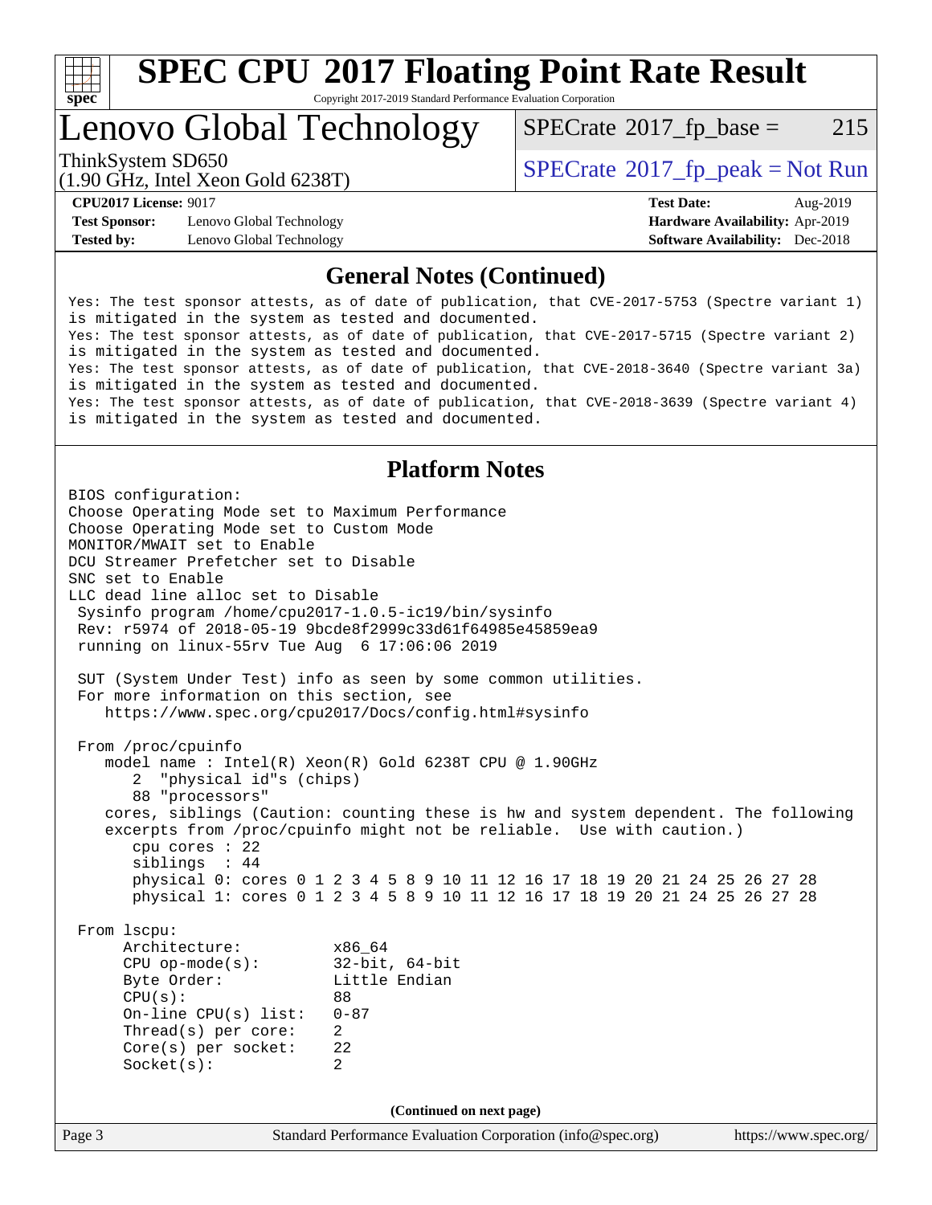# SPEC CPU 2017 Floating Point Rate Result

Copyright 2017-2019 Standard Performance Evaluation Corporation

## Lenovo Global Technology

ThinkSystem SD650
(1.90 GHz, Intel Xeon Gold 6238T)

SPECrate 2017_fp_base = 215

SPECrate 2017_fp_peak = Not Run

**CPU2017 License:** 9017
**Test Sponsor:** Lenovo Global Technology
**Tested by:** Lenovo Global Technology

**Test Date:** Aug-2019
**Hardware Availability:** Apr-2019
**Software Availability:** Dec-2018

### General Notes (Continued)

```
Yes: The test sponsor attests, as of date of publication, that CVE-2017-5753 (Spectre variant 1)
is mitigated in the system as tested and documented.
Yes: The test sponsor attests, as of date of publication, that CVE-2017-5715 (Spectre variant 2)
is mitigated in the system as tested and documented.
Yes: The test sponsor attests, as of date of publication, that CVE-2018-3640 (Spectre variant 3a)
is mitigated in the system as tested and documented.
Yes: The test sponsor attests, as of date of publication, that CVE-2018-3639 (Spectre variant 4)
is mitigated in the system as tested and documented.
```

### Platform Notes

```
BIOS configuration:
Choose Operating Mode set to Maximum Performance
Choose Operating Mode set to Custom Mode
MONITOR/MWAIT set to Enable
DCU Streamer Prefetcher set to Disable
SNC set to Enable
LLC dead line alloc set to Disable
 Sysinfo program /home/cpu2017-1.0.5-ic19/bin/sysinfo
 Rev: r5974 of 2018-05-19 9bcde8f2999c33d61f64985e45859ea9
 running on linux-55rv Tue Aug  6 17:06:06 2019

 SUT (System Under Test) info as seen by some common utilities.
 For more information on this section, see
    https://www.spec.org/cpu2017/Docs/config.html#sysinfo

 From /proc/cpuinfo
    model name : Intel(R) Xeon(R) Gold 6238T CPU @ 1.90GHz
       2  "physical id"s (chips)
       88 "processors"
    cores, siblings (Caution: counting these is hw and system dependent. The following
    excerpts from /proc/cpuinfo might not be reliable.  Use with caution.)
       cpu cores : 22
       siblings  : 44
       physical 0: cores 0 1 2 3 4 5 8 9 10 11 12 16 17 18 19 20 21 24 25 26 27 28
       physical 1: cores 0 1 2 3 4 5 8 9 10 11 12 16 17 18 19 20 21 24 25 26 27 28

 From lscpu:
      Architecture:          x86_64
      CPU op-mode(s):        32-bit, 64-bit
      Byte Order:            Little Endian
      CPU(s):                88
      On-line CPU(s) list:   0-87
      Thread(s) per core:    2
      Core(s) per socket:    22
      Socket(s):             2
```

(Continued on next page)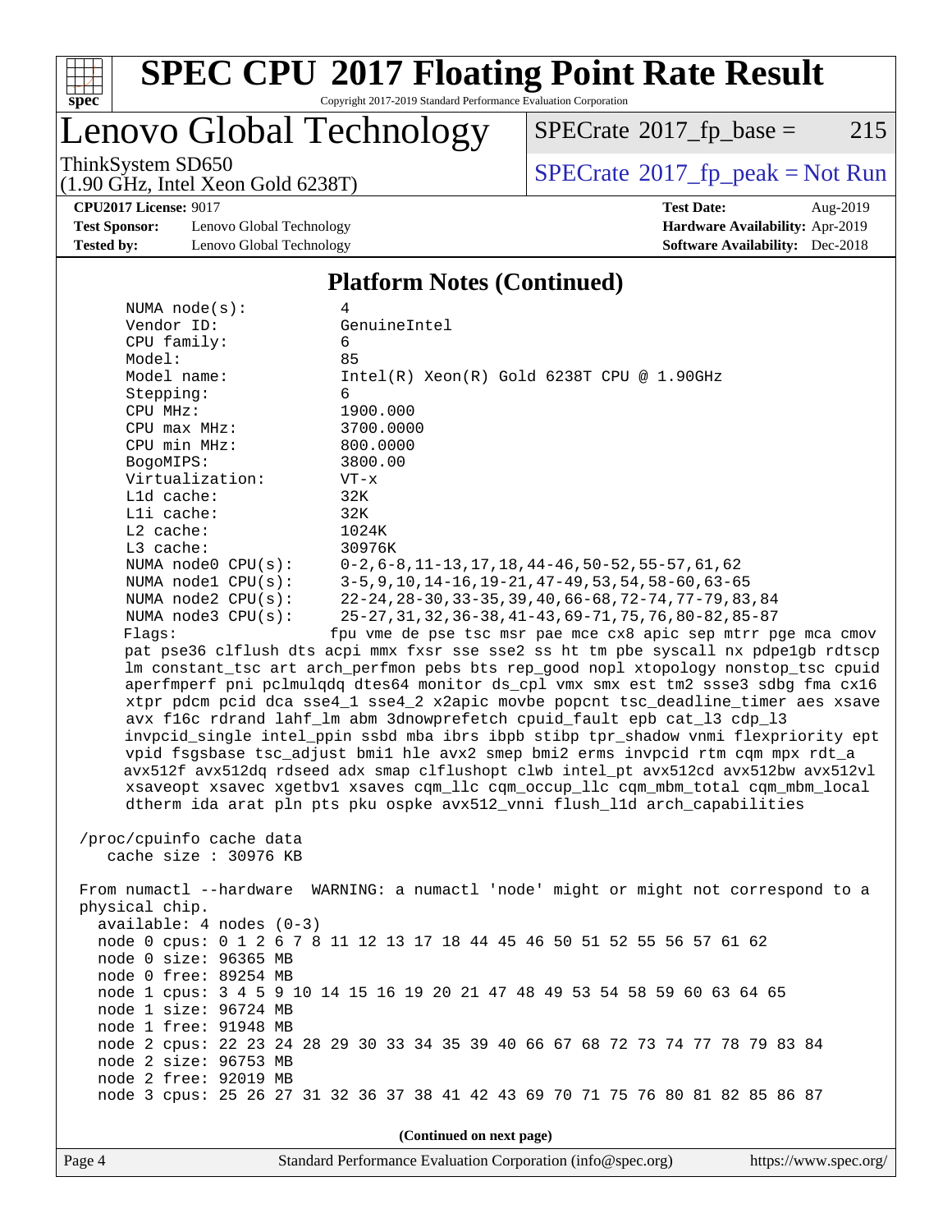## Platform Notes (Continued)

```
NUMA node(s):          4
Vendor ID:             GenuineIntel
CPU family:            6
Model:                 85
Model name:            Intel(R) Xeon(R) Gold 6238T CPU @ 1.90GHz
Stepping:              6
CPU MHz:               1900.000
CPU max MHz:           3700.0000
CPU min MHz:           800.0000
BogoMIPS:              3800.00
Virtualization:        VT-x
L1d cache:             32K
L1i cache:             32K
L2 cache:              1024K
L3 cache:              30976K
NUMA node0 CPU(s):     0-2,6-8,11-13,17,18,44-46,50-52,55-57,61,62
NUMA node1 CPU(s):     3-5,9,10,14-16,19-21,47-49,53,54,58-60,63-65
NUMA node2 CPU(s):     22-24,28-30,33-35,39,40,66-68,72-74,77-79,83,84
NUMA node3 CPU(s):     25-27,31,32,36-38,41-43,69-71,75,76,80-82,85-87
Flags:                 fpu vme de pse tsc msr pae mce cx8 apic sep mtrr pge mca cmov
pat pse36 clflush dts acpi mmx fxsr sse sse2 ss ht tm pbe syscall nx pdpe1gb rdtscp
lm constant_tsc art arch_perfmon pebs bts rep_good nopl xtopology nonstop_tsc cpuid
aperfmperf pni pclmulqdq dtes64 monitor ds_cpl vmx smx est tm2 ssse3 sdbg fma cx16
xtpr pdcm pcid dca sse4_1 sse4_2 x2apic movbe popcnt tsc_deadline_timer aes xsave
avx f16c rdrand lahf_lm abm 3dnowprefetch cpuid_fault epb cat_l3 cdp_l3
invpcid_single intel_ppin ssbd mba ibrs ibpb stibp tpr_shadow vnmi flexpriority ept
vpid fsgsbase tsc_adjust bmi1 hle avx2 smep bmi2 erms invpcid rtm cqm mpx rdt_a
avx512f avx512dq rdseed adx smap clflushopt clwb intel_pt avx512cd avx512bw avx512vl
xsaveopt xsavec xgetbv1 xsaves cqm_llc cqm_occup_llc cqm_mbm_total cqm_mbm_local
dtherm ida arat pln pts pku ospke avx512_vnni flush_l1d arch_capabilities

/proc/cpuinfo cache data
   cache size : 30976 KB

From numactl --hardware  WARNING: a numactl 'node' might or might not correspond to a
physical chip.
  available: 4 nodes (0-3)
  node 0 cpus: 0 1 2 6 7 8 11 12 13 17 18 44 45 46 50 51 52 55 56 57 61 62
  node 0 size: 96365 MB
  node 0 free: 89254 MB
  node 1 cpus: 3 4 5 9 10 14 15 16 19 20 21 47 48 49 53 54 58 59 60 63 64 65
  node 1 size: 96724 MB
  node 1 free: 91948 MB
  node 2 cpus: 22 23 24 28 29 30 33 34 35 39 40 66 67 68 72 73 74 77 78 79 83 84
  node 2 size: 96753 MB
  node 2 free: 92019 MB
  node 3 cpus: 25 26 27 31 32 36 37 38 41 42 43 69 70 71 75 76 80 81 82 85 86 87
```

(Continued on next page)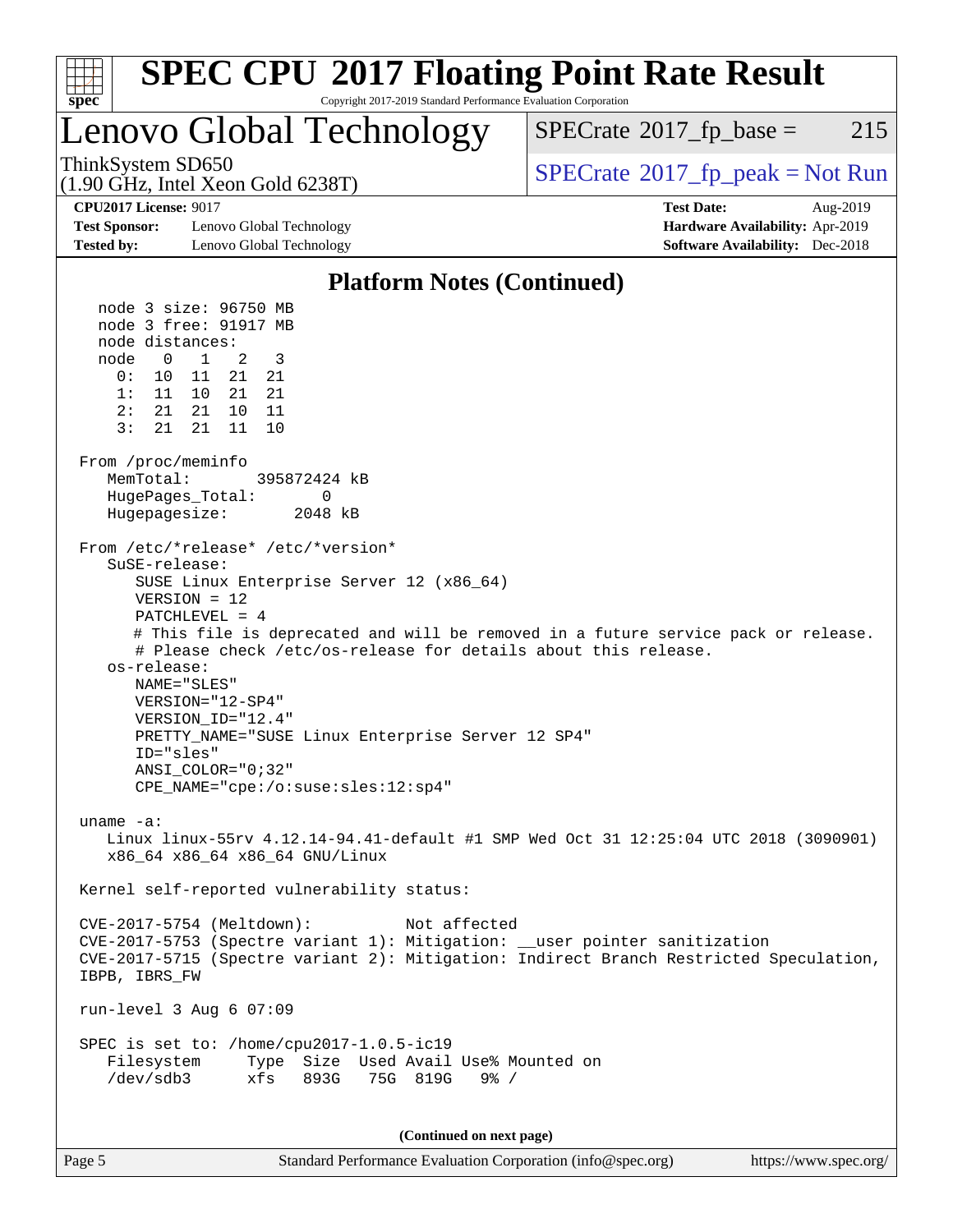## Platform Notes (Continued)

```
   node 3 size: 96750 MB
   node 3 free: 91917 MB
   node distances:
   node   0   1   2   3
     0:  10  11  21  21
     1:  11  10  21  21
     2:  21  21  10  11
     3:  21  21  11  10

 From /proc/meminfo
    MemTotal:       395872424 kB
    HugePages_Total:       0
    Hugepagesize:       2048 kB

 From /etc/*release* /etc/*version*
    SuSE-release:
       SUSE Linux Enterprise Server 12 (x86_64)
       VERSION = 12
       PATCHLEVEL = 4
       # This file is deprecated and will be removed in a future service pack or release.
       # Please check /etc/os-release for details about this release.
    os-release:
       NAME="SLES"
       VERSION="12-SP4"
       VERSION_ID="12.4"
       PRETTY_NAME="SUSE Linux Enterprise Server 12 SP4"
       ID="sles"
       ANSI_COLOR="0;32"
       CPE_NAME="cpe:/o:suse:sles:12:sp4"

 uname -a:
    Linux linux-55rv 4.12.14-94.41-default #1 SMP Wed Oct 31 12:25:04 UTC 2018 (3090901)
    x86_64 x86_64 x86_64 GNU/Linux

 Kernel self-reported vulnerability status:

 CVE-2017-5754 (Meltdown):          Not affected
 CVE-2017-5753 (Spectre variant 1): Mitigation: __user pointer sanitization
 CVE-2017-5715 (Spectre variant 2): Mitigation: Indirect Branch Restricted Speculation,
 IBPB, IBRS_FW

 run-level 3 Aug 6 07:09

 SPEC is set to: /home/cpu2017-1.0.5-ic19
    Filesystem     Type  Size  Used Avail Use% Mounted on
    /dev/sdb3      xfs   893G   75G  819G   9% /
```

(Continued on next page)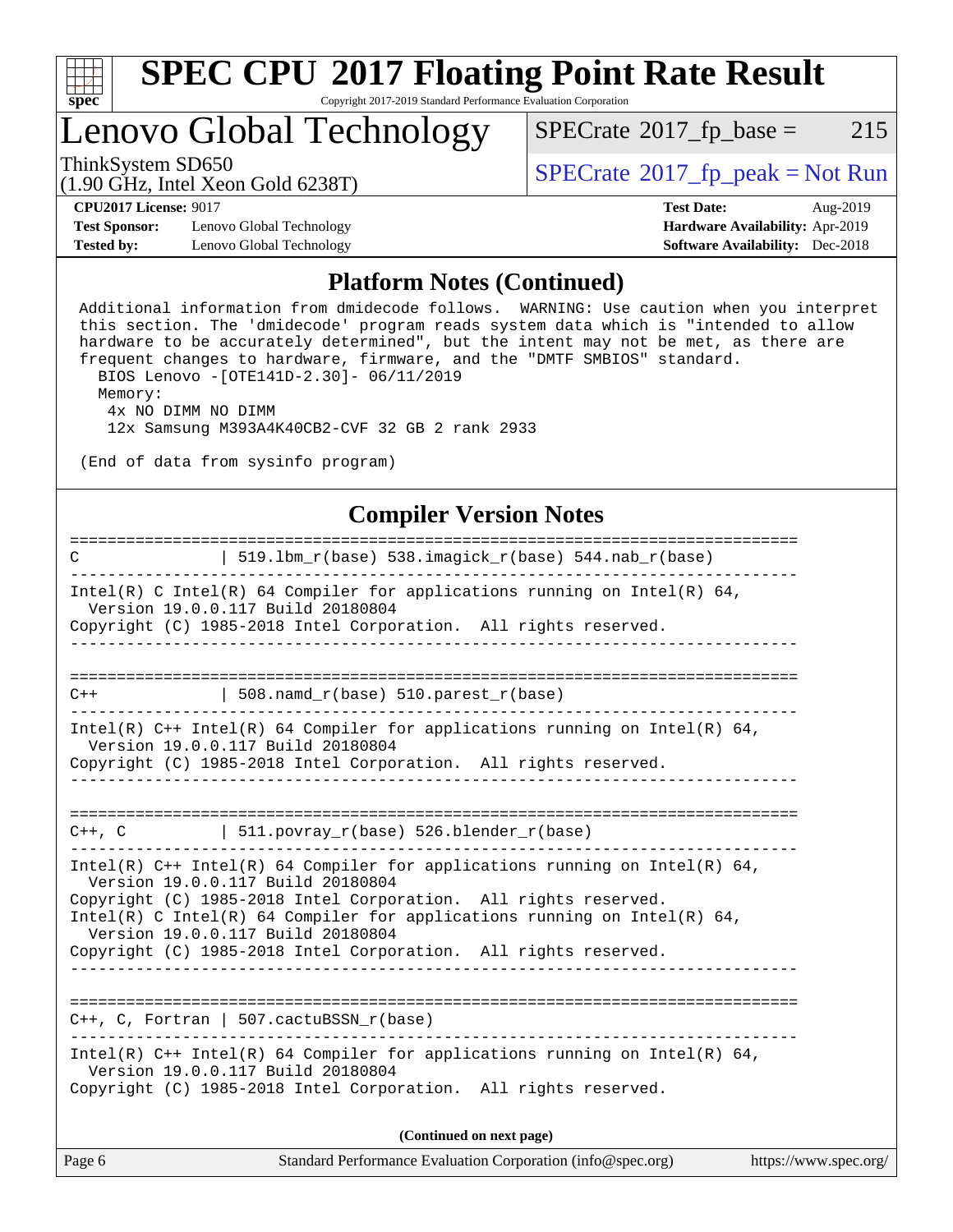# SPEC CPU 2017 Floating Point Rate Result

Copyright 2017-2019 Standard Performance Evaluation Corporation

## Lenovo Global Technology

ThinkSystem SD650
(1.90 GHz, Intel Xeon Gold 6238T)

SPECrate 2017_fp_base = 215

SPECrate 2017_fp_peak = Not Run

**CPU2017 License:** 9017
**Test Sponsor:** Lenovo Global Technology
**Tested by:** Lenovo Global Technology

**Test Date:** Aug-2019
**Hardware Availability:** Apr-2019
**Software Availability:** Dec-2018

## Platform Notes (Continued)

```
Additional information from dmidecode follows.  WARNING: Use caution when you interpret
this section. The 'dmidecode' program reads system data which is "intended to allow
hardware to be accurately determined", but the intent may not be met, as there are
frequent changes to hardware, firmware, and the "DMTF SMBIOS" standard.
  BIOS Lenovo -[OTE141D-2.30]- 06/11/2019
  Memory:
   4x NO DIMM NO DIMM
   12x Samsung M393A4K40CB2-CVF 32 GB 2 rank 2933

(End of data from sysinfo program)
```

## Compiler Version Notes

```
==============================================================================
C              | 519.lbm_r(base) 538.imagick_r(base) 544.nab_r(base)
------------------------------------------------------------------------------
Intel(R) C Intel(R) 64 Compiler for applications running on Intel(R) 64,
  Version 19.0.0.117 Build 20180804
Copyright (C) 1985-2018 Intel Corporation.  All rights reserved.
------------------------------------------------------------------------------

==============================================================================
C++            | 508.namd_r(base) 510.parest_r(base)
------------------------------------------------------------------------------
Intel(R) C++ Intel(R) 64 Compiler for applications running on Intel(R) 64,
  Version 19.0.0.117 Build 20180804
Copyright (C) 1985-2018 Intel Corporation.  All rights reserved.
------------------------------------------------------------------------------

==============================================================================
C++, C         | 511.povray_r(base) 526.blender_r(base)
------------------------------------------------------------------------------
Intel(R) C++ Intel(R) 64 Compiler for applications running on Intel(R) 64,
  Version 19.0.0.117 Build 20180804
Copyright (C) 1985-2018 Intel Corporation.  All rights reserved.
Intel(R) C Intel(R) 64 Compiler for applications running on Intel(R) 64,
  Version 19.0.0.117 Build 20180804
Copyright (C) 1985-2018 Intel Corporation.  All rights reserved.
------------------------------------------------------------------------------

==============================================================================
C++, C, Fortran | 507.cactuBSSN_r(base)
------------------------------------------------------------------------------
Intel(R) C++ Intel(R) 64 Compiler for applications running on Intel(R) 64,
  Version 19.0.0.117 Build 20180804
Copyright (C) 1985-2018 Intel Corporation.  All rights reserved.
```

(Continued on next page)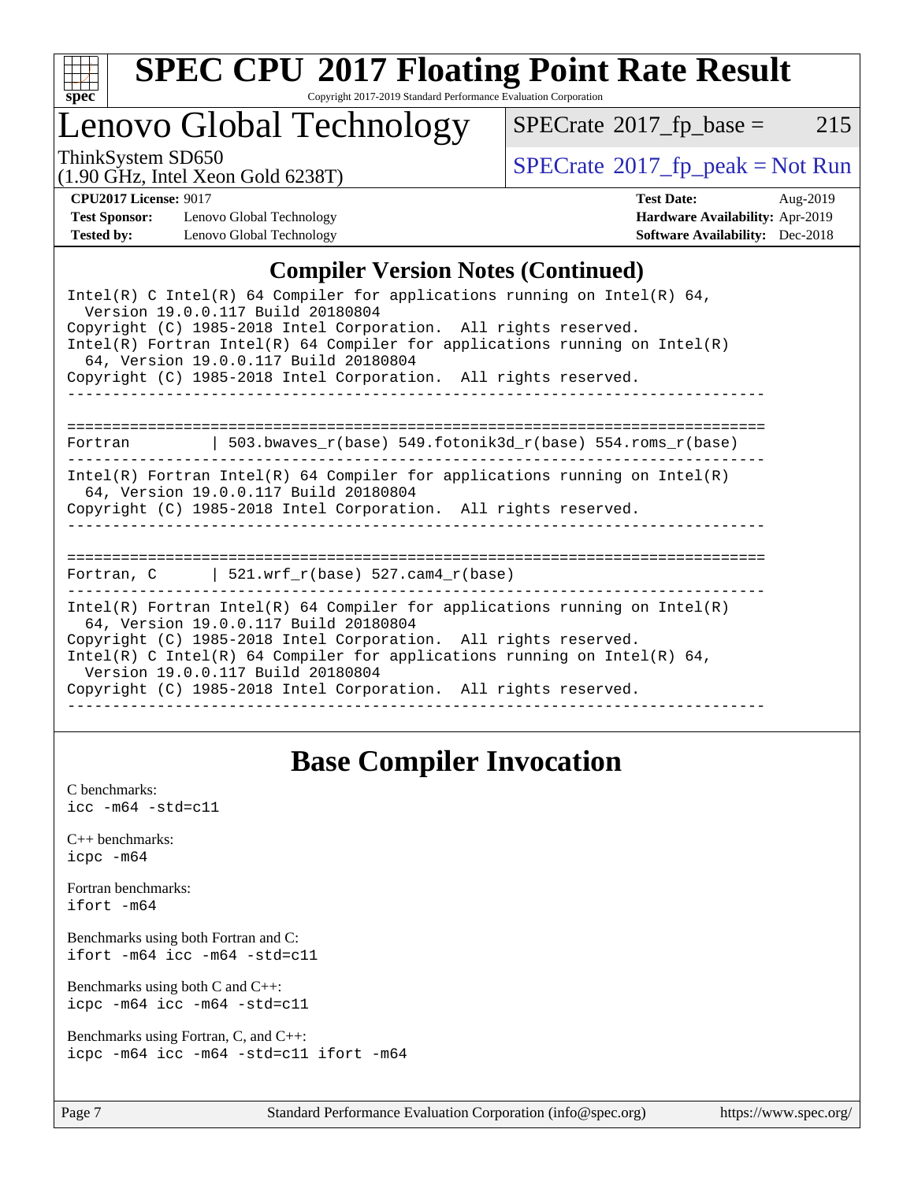## Compiler Version Notes (Continued)

```
Intel(R) C Intel(R) 64 Compiler for applications running on Intel(R) 64,
  Version 19.0.0.117 Build 20180804
Copyright (C) 1985-2018 Intel Corporation.  All rights reserved.
Intel(R) Fortran Intel(R) 64 Compiler for applications running on Intel(R)
  64, Version 19.0.0.117 Build 20180804
Copyright (C) 1985-2018 Intel Corporation.  All rights reserved.
------------------------------------------------------------------------------

==============================================================================
Fortran         | 503.bwaves_r(base) 549.fotonik3d_r(base) 554.roms_r(base)
------------------------------------------------------------------------------
Intel(R) Fortran Intel(R) 64 Compiler for applications running on Intel(R)
  64, Version 19.0.0.117 Build 20180804
Copyright (C) 1985-2018 Intel Corporation.  All rights reserved.
------------------------------------------------------------------------------

==============================================================================
Fortran, C      | 521.wrf_r(base) 527.cam4_r(base)
------------------------------------------------------------------------------
Intel(R) Fortran Intel(R) 64 Compiler for applications running on Intel(R)
  64, Version 19.0.0.117 Build 20180804
Copyright (C) 1985-2018 Intel Corporation.  All rights reserved.
Intel(R) C Intel(R) 64 Compiler for applications running on Intel(R) 64,
  Version 19.0.0.117 Build 20180804
Copyright (C) 1985-2018 Intel Corporation.  All rights reserved.
------------------------------------------------------------------------------
```

## Base Compiler Invocation

C benchmarks:
`icc -m64 -std=c11`

C++ benchmarks:
`icpc -m64`

Fortran benchmarks:
`ifort -m64`

Benchmarks using both Fortran and C:
`ifort -m64 icc -m64 -std=c11`

Benchmarks using both C and C++:
`icpc -m64 icc -m64 -std=c11`

Benchmarks using Fortran, C, and C++:
`icpc -m64 icc -m64 -std=c11 ifort -m64`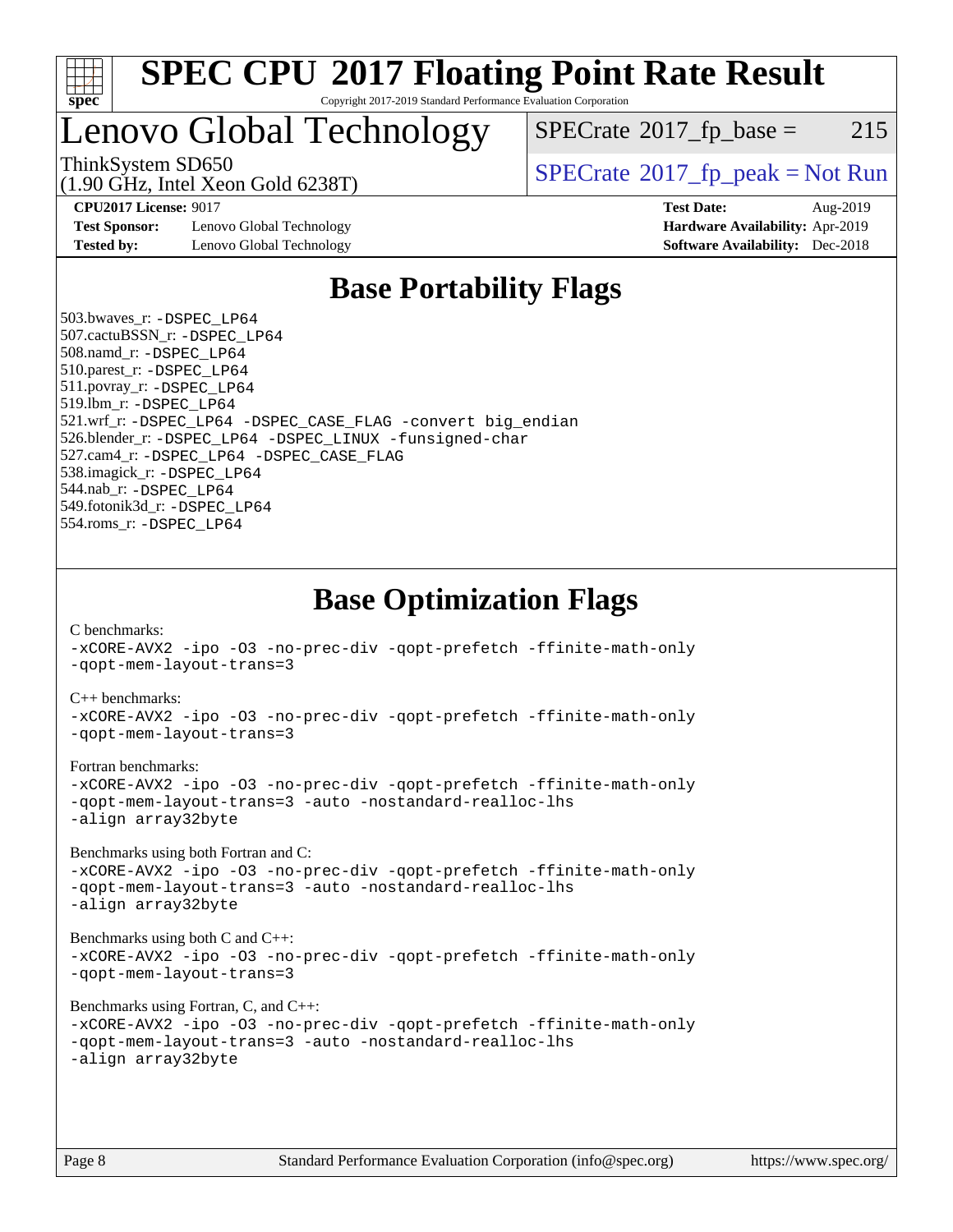# SPEC CPU 2017 Floating Point Rate Result

Copyright 2017-2019 Standard Performance Evaluation Corporation

## Lenovo Global Technology

ThinkSystem SD650
(1.90 GHz, Intel Xeon Gold 6238T)

SPECrate 2017_fp_base = 215

SPECrate 2017_fp_peak = Not Run

**CPU2017 License:** 9017
**Test Sponsor:** Lenovo Global Technology
**Tested by:** Lenovo Global Technology
**Test Date:** Aug-2019
**Hardware Availability:** Apr-2019
**Software Availability:** Dec-2018

## Base Portability Flags

503.bwaves_r: -DSPEC_LP64
507.cactuBSSN_r: -DSPEC_LP64
508.namd_r: -DSPEC_LP64
510.parest_r: -DSPEC_LP64
511.povray_r: -DSPEC_LP64
519.lbm_r: -DSPEC_LP64
521.wrf_r: -DSPEC_LP64 -DSPEC_CASE_FLAG -convert big_endian
526.blender_r: -DSPEC_LP64 -DSPEC_LINUX -funsigned-char
527.cam4_r: -DSPEC_LP64 -DSPEC_CASE_FLAG
538.imagick_r: -DSPEC_LP64
544.nab_r: -DSPEC_LP64
549.fotonik3d_r: -DSPEC_LP64
554.roms_r: -DSPEC_LP64

## Base Optimization Flags

C benchmarks:
```
-xCORE-AVX2 -ipo -O3 -no-prec-div -qopt-prefetch -ffinite-math-only
-qopt-mem-layout-trans=3
```

C++ benchmarks:
```
-xCORE-AVX2 -ipo -O3 -no-prec-div -qopt-prefetch -ffinite-math-only
-qopt-mem-layout-trans=3
```

Fortran benchmarks:
```
-xCORE-AVX2 -ipo -O3 -no-prec-div -qopt-prefetch -ffinite-math-only
-qopt-mem-layout-trans=3 -auto -nostandard-realloc-lhs
-align array32byte
```

Benchmarks using both Fortran and C:
```
-xCORE-AVX2 -ipo -O3 -no-prec-div -qopt-prefetch -ffinite-math-only
-qopt-mem-layout-trans=3 -auto -nostandard-realloc-lhs
-align array32byte
```

Benchmarks using both C and C++:
```
-xCORE-AVX2 -ipo -O3 -no-prec-div -qopt-prefetch -ffinite-math-only
-qopt-mem-layout-trans=3
```

Benchmarks using Fortran, C, and C++:
```
-xCORE-AVX2 -ipo -O3 -no-prec-div -qopt-prefetch -ffinite-math-only
-qopt-mem-layout-trans=3 -auto -nostandard-realloc-lhs
-align array32byte
```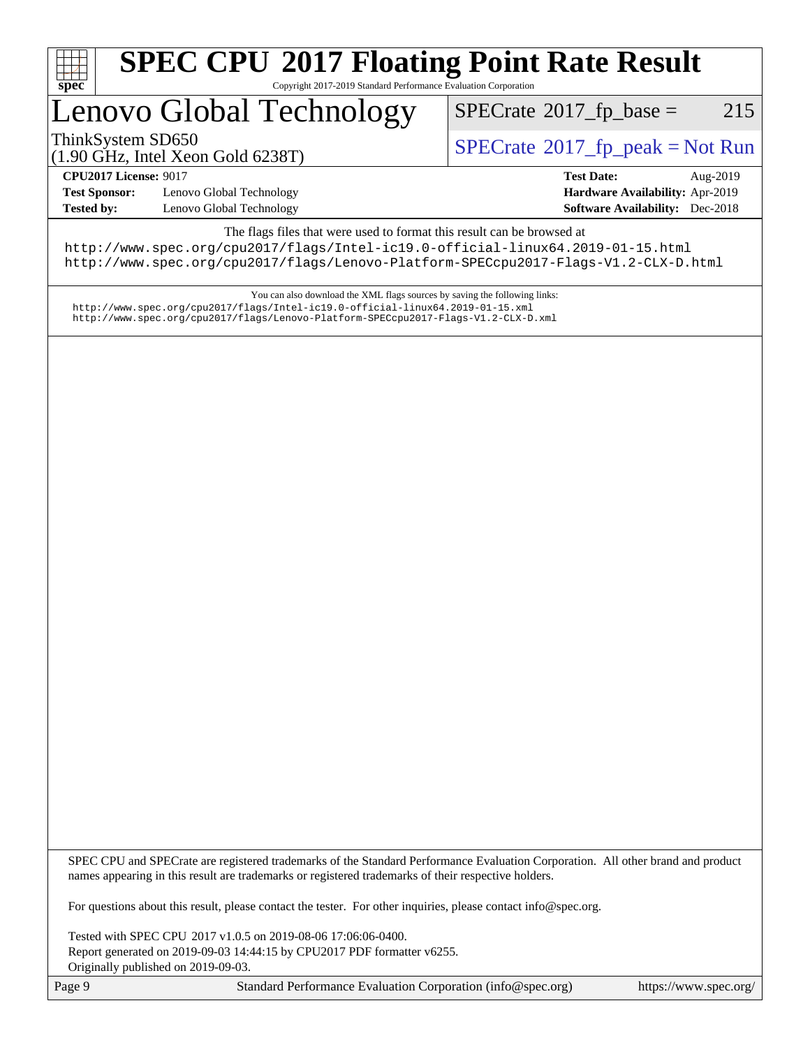The flags files that were used to format this result can be browsed at

http://www.spec.org/cpu2017/flags/Intel-ic19.0-official-linux64.2019-01-15.html
http://www.spec.org/cpu2017/flags/Lenovo-Platform-SPECcpu2017-Flags-V1.2-CLX-D.html

You can also download the XML flags sources by saving the following links:

http://www.spec.org/cpu2017/flags/Intel-ic19.0-official-linux64.2019-01-15.xml
http://www.spec.org/cpu2017/flags/Lenovo-Platform-SPECcpu2017-Flags-V1.2-CLX-D.xml

SPEC CPU and SPECrate are registered trademarks of the Standard Performance Evaluation Corporation. All other brand and product names appearing in this result are trademarks or registered trademarks of their respective holders.

For questions about this result, please contact the tester. For other inquiries, please contact info@spec.org.

Tested with SPEC CPU 2017 v1.0.5 on 2019-08-06 17:06:06-0400.
Report generated on 2019-09-03 14:44:15 by CPU2017 PDF formatter v6255.
Originally published on 2019-09-03.